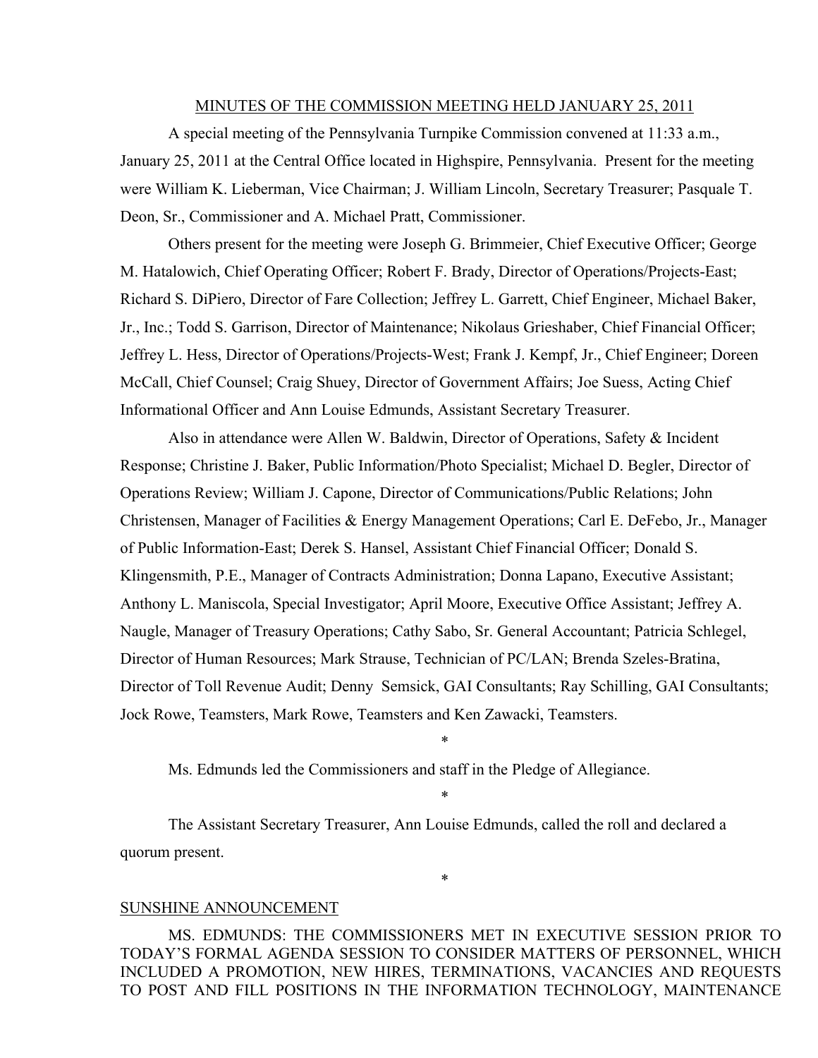MINUTES OF THE COMMISSION MEETING HELD JANUARY 25, 2011

A special meeting of the Pennsylvania Turnpike Commission convened at 11:33 a.m., January 25, 2011 at the Central Office located in Highspire, Pennsylvania. Present for the meeting were William K. Lieberman, Vice Chairman; J. William Lincoln, Secretary Treasurer; Pasquale T. Deon, Sr., Commissioner and A. Michael Pratt, Commissioner.

Others present for the meeting were Joseph G. Brimmeier, Chief Executive Officer; George M. Hatalowich, Chief Operating Officer; Robert F. Brady, Director of Operations/Projects-East; Richard S. DiPiero, Director of Fare Collection; Jeffrey L. Garrett, Chief Engineer, Michael Baker, Jr., Inc.; Todd S. Garrison, Director of Maintenance; Nikolaus Grieshaber, Chief Financial Officer; Jeffrey L. Hess, Director of Operations/Projects-West; Frank J. Kempf, Jr., Chief Engineer; Doreen McCall, Chief Counsel; Craig Shuey, Director of Government Affairs; Joe Suess, Acting Chief Informational Officer and Ann Louise Edmunds, Assistant Secretary Treasurer.

Also in attendance were Allen W. Baldwin, Director of Operations, Safety & Incident Response; Christine J. Baker, Public Information/Photo Specialist; Michael D. Begler, Director of Operations Review; William J. Capone, Director of Communications/Public Relations; John Christensen, Manager of Facilities & Energy Management Operations; Carl E. DeFebo, Jr., Manager of Public Information-East; Derek S. Hansel, Assistant Chief Financial Officer; Donald S. Klingensmith, P.E., Manager of Contracts Administration; Donna Lapano, Executive Assistant; Anthony L. Maniscola, Special Investigator; April Moore, Executive Office Assistant; Jeffrey A. Naugle, Manager of Treasury Operations; Cathy Sabo, Sr. General Accountant; Patricia Schlegel, Director of Human Resources; Mark Strause, Technician of PC/LAN; Brenda Szeles-Bratina, Director of Toll Revenue Audit; Denny Semsick, GAI Consultants; Ray Schilling, GAI Consultants; Jock Rowe, Teamsters, Mark Rowe, Teamsters and Ken Zawacki, Teamsters.

\*

Ms. Edmunds led the Commissioners and staff in the Pledge of Allegiance.

\*

The Assistant Secretary Treasurer, Ann Louise Edmunds, called the roll and declared a quorum present.

\*

SUNSHINE ANNOUNCEMENT

MS. EDMUNDS: THE COMMISSIONERS MET IN EXECUTIVE SESSION PRIOR TO TODAY'S FORMAL AGENDA SESSION TO CONSIDER MATTERS OF PERSONNEL, WHICH INCLUDED A PROMOTION, NEW HIRES, TERMINATIONS, VACANCIES AND REQUESTS TO POST AND FILL POSITIONS IN THE INFORMATION TECHNOLOGY, MAINTENANCE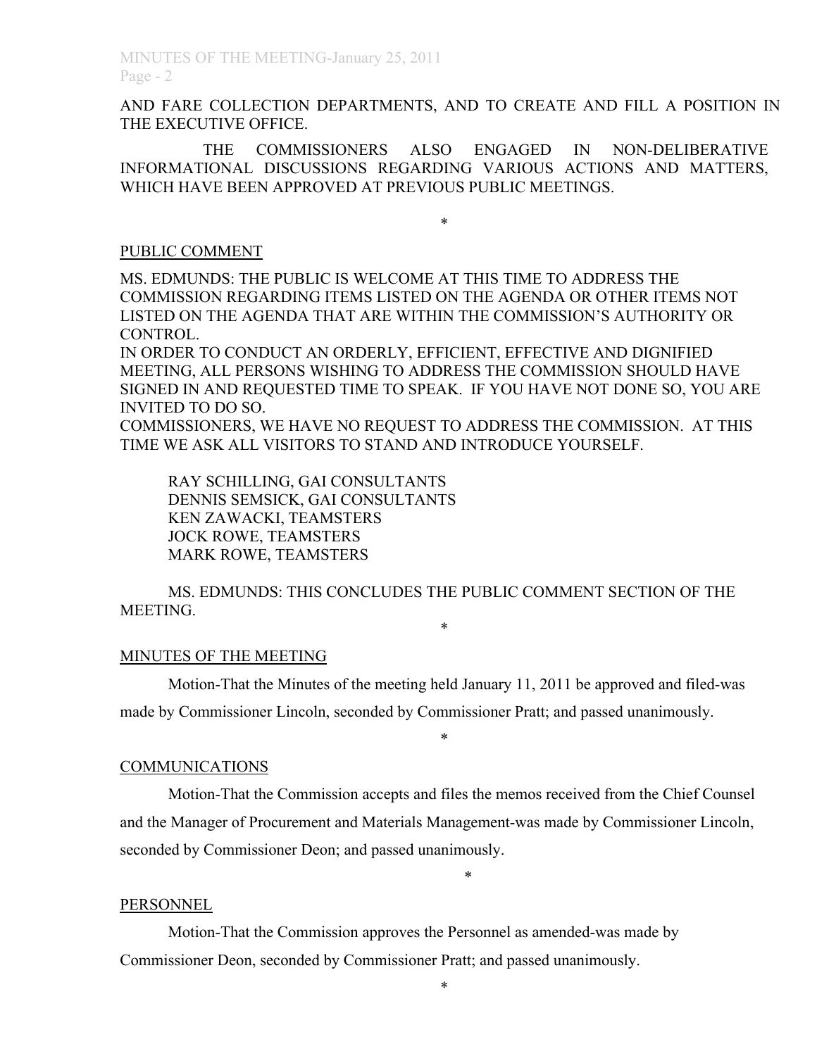AND FARE COLLECTION DEPARTMENTS, AND TO CREATE AND FILL A POSITION IN THE EXECUTIVE OFFICE.

THE COMMISSIONERS ALSO ENGAGED IN NON-DELIBERATIVE INFORMATIONAL DISCUSSIONS REGARDING VARIOUS ACTIONS AND MATTERS, WHICH HAVE BEEN APPROVED AT PREVIOUS PUBLIC MEETINGS.

*

PUBLIC COMMENT

MS. EDMUNDS: THE PUBLIC IS WELCOME AT THIS TIME TO ADDRESS THE COMMISSION REGARDING ITEMS LISTED ON THE AGENDA OR OTHER ITEMS NOT LISTED ON THE AGENDA THAT ARE WITHIN THE COMMISSION'S AUTHORITY OR CONTROL.
IN ORDER TO CONDUCT AN ORDERLY, EFFICIENT, EFFECTIVE AND DIGNIFIED MEETING, ALL PERSONS WISHING TO ADDRESS THE COMMISSION SHOULD HAVE SIGNED IN AND REQUESTED TIME TO SPEAK. IF YOU HAVE NOT DONE SO, YOU ARE INVITED TO DO SO.
COMMISSIONERS, WE HAVE NO REQUEST TO ADDRESS THE COMMISSION. AT THIS TIME WE ASK ALL VISITORS TO STAND AND INTRODUCE YOURSELF.

RAY SCHILLING, GAI CONSULTANTS
DENNIS SEMSICK, GAI CONSULTANTS
KEN ZAWACKI, TEAMSTERS
JOCK ROWE, TEAMSTERS
MARK ROWE, TEAMSTERS

MS. EDMUNDS: THIS CONCLUDES THE PUBLIC COMMENT SECTION OF THE MEETING.

*

MINUTES OF THE MEETING

Motion-That the Minutes of the meeting held January 11, 2011 be approved and filed-was made by Commissioner Lincoln, seconded by Commissioner Pratt; and passed unanimously.

*

COMMUNICATIONS

Motion-That the Commission accepts and files the memos received from the Chief Counsel and the Manager of Procurement and Materials Management-was made by Commissioner Lincoln, seconded by Commissioner Deon; and passed unanimously.

*

PERSONNEL

Motion-That the Commission approves the Personnel as amended-was made by Commissioner Deon, seconded by Commissioner Pratt; and passed unanimously.

*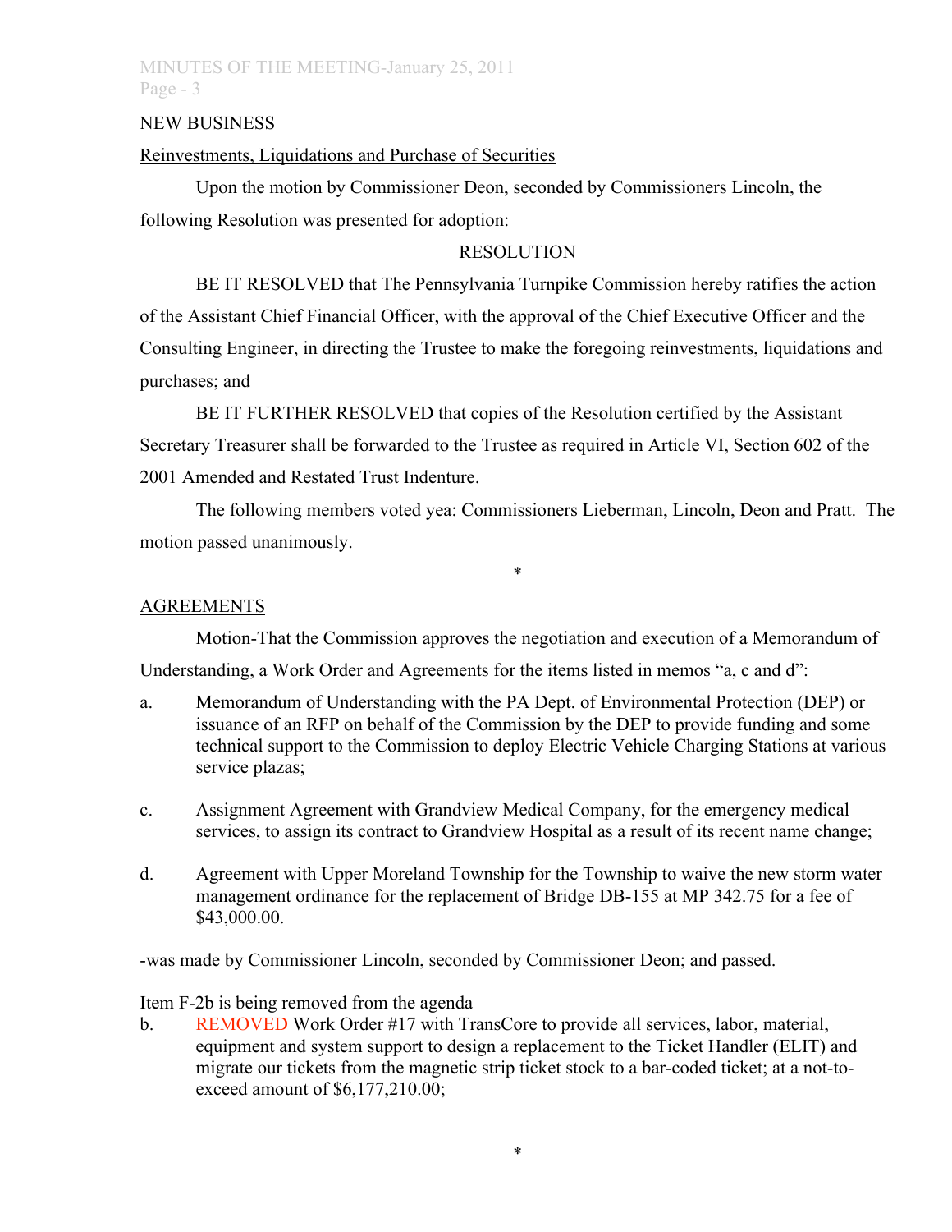NEW BUSINESS

Reinvestments, Liquidations and Purchase of Securities

Upon the motion by Commissioner Deon, seconded by Commissioners Lincoln, the following Resolution was presented for adoption:

RESOLUTION

BE IT RESOLVED that The Pennsylvania Turnpike Commission hereby ratifies the action of the Assistant Chief Financial Officer, with the approval of the Chief Executive Officer and the Consulting Engineer, in directing the Trustee to make the foregoing reinvestments, liquidations and purchases; and

BE IT FURTHER RESOLVED that copies of the Resolution certified by the Assistant Secretary Treasurer shall be forwarded to the Trustee as required in Article VI, Section 602 of the 2001 Amended and Restated Trust Indenture.

The following members voted yea: Commissioners Lieberman, Lincoln, Deon and Pratt. The motion passed unanimously.

*

AGREEMENTS

Motion-That the Commission approves the negotiation and execution of a Memorandum of Understanding, a Work Order and Agreements for the items listed in memos "a, c and d":

a. Memorandum of Understanding with the PA Dept. of Environmental Protection (DEP) or issuance of an RFP on behalf of the Commission by the DEP to provide funding and some technical support to the Commission to deploy Electric Vehicle Charging Stations at various service plazas;

c. Assignment Agreement with Grandview Medical Company, for the emergency medical services, to assign its contract to Grandview Hospital as a result of its recent name change;

d. Agreement with Upper Moreland Township for the Township to waive the new storm water management ordinance for the replacement of Bridge DB-155 at MP 342.75 for a fee of $43,000.00.

-was made by Commissioner Lincoln, seconded by Commissioner Deon; and passed.

Item F-2b is being removed from the agenda

b. REMOVED Work Order #17 with TransCore to provide all services, labor, material, equipment and system support to design a replacement to the Ticket Handler (ELIT) and migrate our tickets from the magnetic strip ticket stock to a bar-coded ticket; at a not-to-exceed amount of $6,177,210.00;

*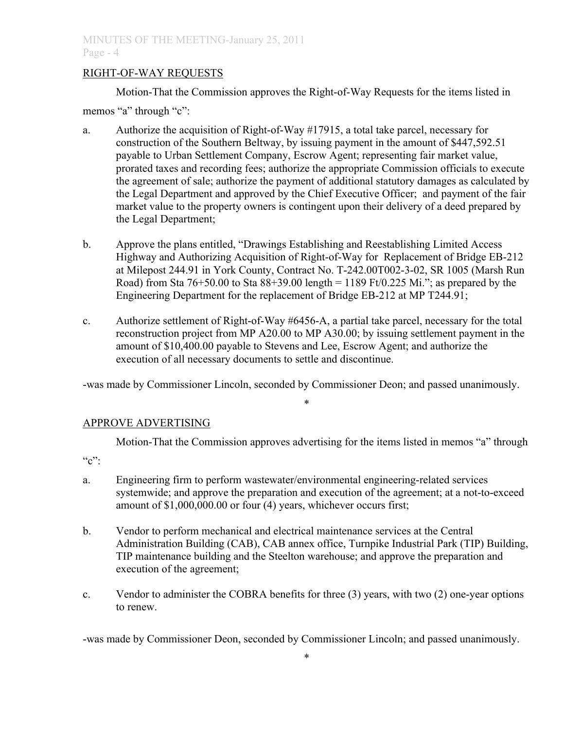## RIGHT-OF-WAY REQUESTS

Motion-That the Commission approves the Right-of-Way Requests for the items listed in memos "a" through "c":

a. Authorize the acquisition of Right-of-Way #17915, a total take parcel, necessary for construction of the Southern Beltway, by issuing payment in the amount of $447,592.51 payable to Urban Settlement Company, Escrow Agent; representing fair market value, prorated taxes and recording fees; authorize the appropriate Commission officials to execute the agreement of sale; authorize the payment of additional statutory damages as calculated by the Legal Department and approved by the Chief Executive Officer; and payment of the fair market value to the property owners is contingent upon their delivery of a deed prepared by the Legal Department;

b. Approve the plans entitled, "Drawings Establishing and Reestablishing Limited Access Highway and Authorizing Acquisition of Right-of-Way for Replacement of Bridge EB-212 at Milepost 244.91 in York County, Contract No. T-242.00T002-3-02, SR 1005 (Marsh Run Road) from Sta 76+50.00 to Sta 88+39.00 length = 1189 Ft/0.225 Mi."; as prepared by the Engineering Department for the replacement of Bridge EB-212 at MP T244.91;

c. Authorize settlement of Right-of-Way #6456-A, a partial take parcel, necessary for the total reconstruction project from MP A20.00 to MP A30.00; by issuing settlement payment in the amount of $10,400.00 payable to Stevens and Lee, Escrow Agent; and authorize the execution of all necessary documents to settle and discontinue.

-was made by Commissioner Lincoln, seconded by Commissioner Deon; and passed unanimously.

*

## APPROVE ADVERTISING

Motion-That the Commission approves advertising for the items listed in memos "a" through "c":

a. Engineering firm to perform wastewater/environmental engineering-related services systemwide; and approve the preparation and execution of the agreement; at a not-to-exceed amount of $1,000,000.00 or four (4) years, whichever occurs first;

b. Vendor to perform mechanical and electrical maintenance services at the Central Administration Building (CAB), CAB annex office, Turnpike Industrial Park (TIP) Building, TIP maintenance building and the Steelton warehouse; and approve the preparation and execution of the agreement;

c. Vendor to administer the COBRA benefits for three (3) years, with two (2) one-year options to renew.

-was made by Commissioner Deon, seconded by Commissioner Lincoln; and passed unanimously.

*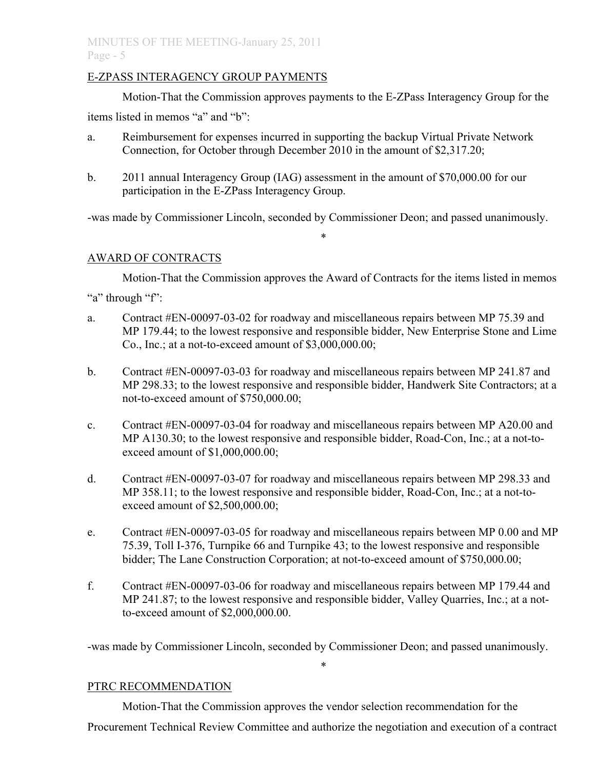## E-ZPASS INTERAGENCY GROUP PAYMENTS

Motion-That the Commission approves payments to the E-ZPass Interagency Group for the items listed in memos "a" and "b":

a. Reimbursement for expenses incurred in supporting the backup Virtual Private Network Connection, for October through December 2010 in the amount of $2,317.20;

b. 2011 annual Interagency Group (IAG) assessment in the amount of $70,000.00 for our participation in the E-ZPass Interagency Group.

-was made by Commissioner Lincoln, seconded by Commissioner Deon; and passed unanimously.

*

## AWARD OF CONTRACTS

Motion-That the Commission approves the Award of Contracts for the items listed in memos "a" through "f":

a. Contract #EN-00097-03-02 for roadway and miscellaneous repairs between MP 75.39 and MP 179.44; to the lowest responsive and responsible bidder, New Enterprise Stone and Lime Co., Inc.; at a not-to-exceed amount of $3,000,000.00;

b. Contract #EN-00097-03-03 for roadway and miscellaneous repairs between MP 241.87 and MP 298.33; to the lowest responsive and responsible bidder, Handwerk Site Contractors; at a not-to-exceed amount of $750,000.00;

c. Contract #EN-00097-03-04 for roadway and miscellaneous repairs between MP A20.00 and MP A130.30; to the lowest responsive and responsible bidder, Road-Con, Inc.; at a not-to-exceed amount of $1,000,000.00;

d. Contract #EN-00097-03-07 for roadway and miscellaneous repairs between MP 298.33 and MP 358.11; to the lowest responsive and responsible bidder, Road-Con, Inc.; at a not-to-exceed amount of $2,500,000.00;

e. Contract #EN-00097-03-05 for roadway and miscellaneous repairs between MP 0.00 and MP 75.39, Toll I-376, Turnpike 66 and Turnpike 43; to the lowest responsive and responsible bidder; The Lane Construction Corporation; at not-to-exceed amount of $750,000.00;

f. Contract #EN-00097-03-06 for roadway and miscellaneous repairs between MP 179.44 and MP 241.87; to the lowest responsive and responsible bidder, Valley Quarries, Inc.; at a not-to-exceed amount of $2,000,000.00.

-was made by Commissioner Lincoln, seconded by Commissioner Deon; and passed unanimously.

*

## PTRC RECOMMENDATION

Motion-That the Commission approves the vendor selection recommendation for the Procurement Technical Review Committee and authorize the negotiation and execution of a contract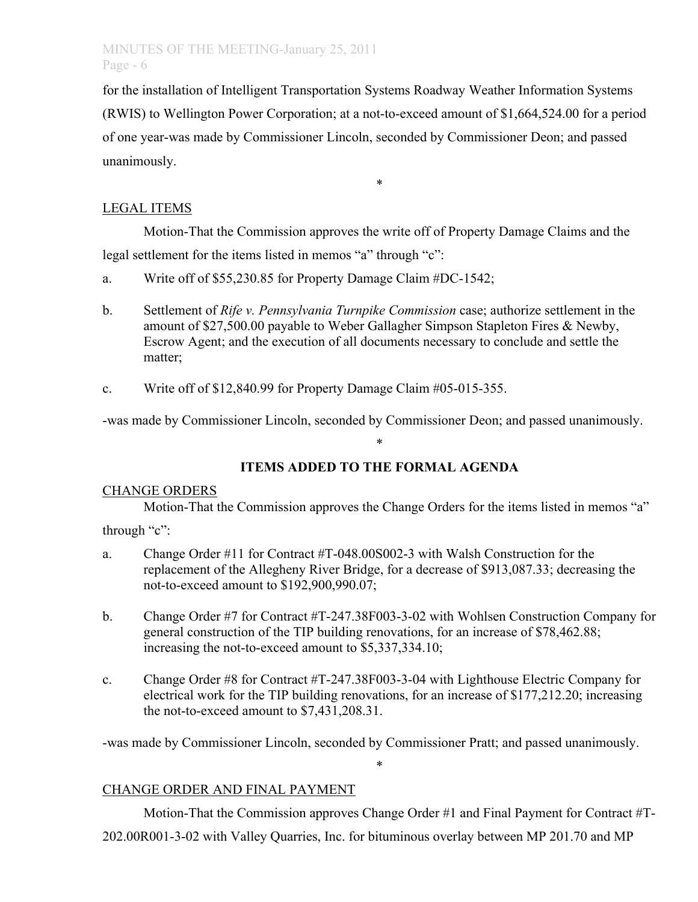for the installation of Intelligent Transportation Systems Roadway Weather Information Systems (RWIS) to Wellington Power Corporation; at a not-to-exceed amount of $1,664,524.00 for a period of one year-was made by Commissioner Lincoln, seconded by Commissioner Deon; and passed unanimously.

*

LEGAL ITEMS

Motion-That the Commission approves the write off of Property Damage Claims and the legal settlement for the items listed in memos "a" through "c":

a. Write off of $55,230.85 for Property Damage Claim #DC-1542;

b. Settlement of *Rife v. Pennsylvania Turnpike Commission* case; authorize settlement in the amount of $27,500.00 payable to Weber Gallagher Simpson Stapleton Fires & Newby, Escrow Agent; and the execution of all documents necessary to conclude and settle the matter;

c. Write off of $12,840.99 for Property Damage Claim #05-015-355.

-was made by Commissioner Lincoln, seconded by Commissioner Deon; and passed unanimously.

*

## ITEMS ADDED TO THE FORMAL AGENDA

CHANGE ORDERS

Motion-That the Commission approves the Change Orders for the items listed in memos "a" through "c":

a. Change Order #11 for Contract #T-048.00S002-3 with Walsh Construction for the replacement of the Allegheny River Bridge, for a decrease of $913,087.33; decreasing the not-to-exceed amount to $192,900,990.07;

b. Change Order #7 for Contract #T-247.38F003-3-02 with Wohlsen Construction Company for general construction of the TIP building renovations, for an increase of $78,462.88; increasing the not-to-exceed amount to $5,337,334.10;

c. Change Order #8 for Contract #T-247.38F003-3-04 with Lighthouse Electric Company for electrical work for the TIP building renovations, for an increase of $177,212.20; increasing the not-to-exceed amount to $7,431,208.31.

-was made by Commissioner Lincoln, seconded by Commissioner Pratt; and passed unanimously.

*

CHANGE ORDER AND FINAL PAYMENT

Motion-That the Commission approves Change Order #1 and Final Payment for Contract #T-202.00R001-3-02 with Valley Quarries, Inc. for bituminous overlay between MP 201.70 and MP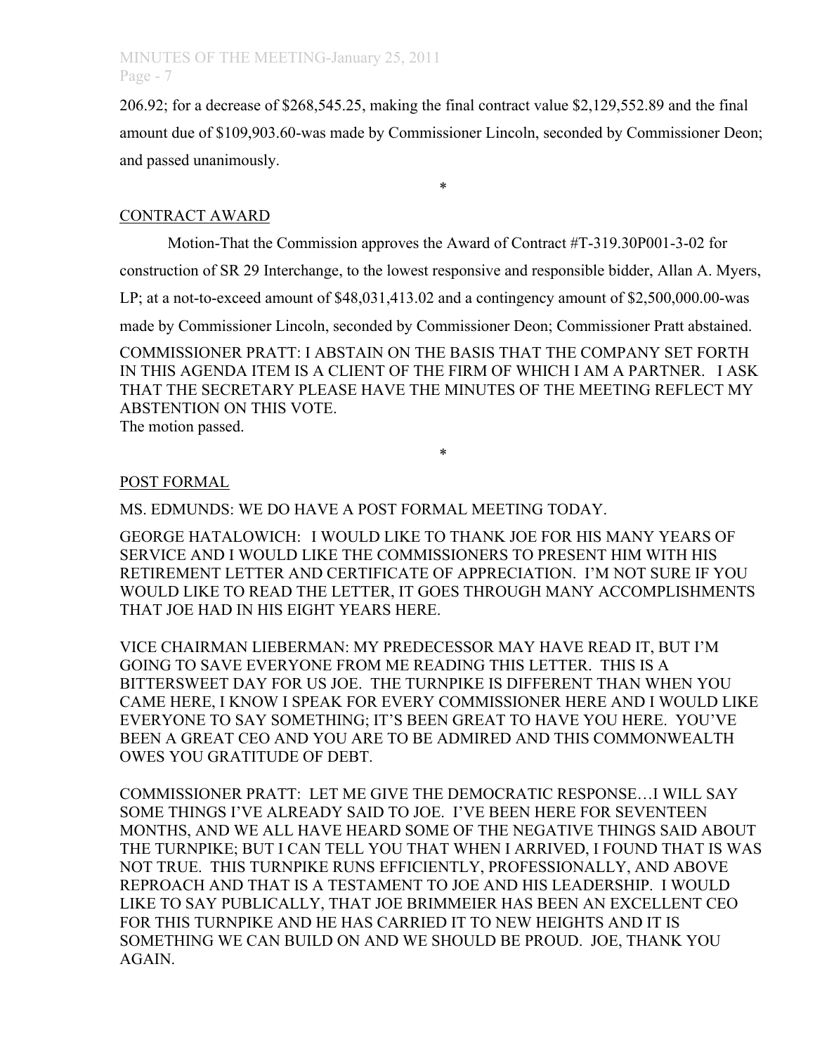206.92; for a decrease of $268,545.25, making the final contract value $2,129,552.89 and the final amount due of $109,903.60-was made by Commissioner Lincoln, seconded by Commissioner Deon; and passed unanimously.

*

CONTRACT AWARD

Motion-That the Commission approves the Award of Contract #T-319.30P001-3-02 for construction of SR 29 Interchange, to the lowest responsive and responsible bidder, Allan A. Myers, LP; at a not-to-exceed amount of $48,031,413.02 and a contingency amount of $2,500,000.00-was made by Commissioner Lincoln, seconded by Commissioner Deon; Commissioner Pratt abstained.

COMMISSIONER PRATT: I ABSTAIN ON THE BASIS THAT THE COMPANY SET FORTH IN THIS AGENDA ITEM IS A CLIENT OF THE FIRM OF WHICH I AM A PARTNER. I ASK THAT THE SECRETARY PLEASE HAVE THE MINUTES OF THE MEETING REFLECT MY ABSTENTION ON THIS VOTE.
The motion passed.

*

POST FORMAL

MS. EDMUNDS: WE DO HAVE A POST FORMAL MEETING TODAY.

GEORGE HATALOWICH: I WOULD LIKE TO THANK JOE FOR HIS MANY YEARS OF SERVICE AND I WOULD LIKE THE COMMISSIONERS TO PRESENT HIM WITH HIS RETIREMENT LETTER AND CERTIFICATE OF APPRECIATION. I'M NOT SURE IF YOU WOULD LIKE TO READ THE LETTER, IT GOES THROUGH MANY ACCOMPLISHMENTS THAT JOE HAD IN HIS EIGHT YEARS HERE.

VICE CHAIRMAN LIEBERMAN: MY PREDECESSOR MAY HAVE READ IT, BUT I'M GOING TO SAVE EVERYONE FROM ME READING THIS LETTER. THIS IS A BITTERSWEET DAY FOR US JOE. THE TURNPIKE IS DIFFERENT THAN WHEN YOU CAME HERE, I KNOW I SPEAK FOR EVERY COMMISSIONER HERE AND I WOULD LIKE EVERYONE TO SAY SOMETHING; IT'S BEEN GREAT TO HAVE YOU HERE. YOU'VE BEEN A GREAT CEO AND YOU ARE TO BE ADMIRED AND THIS COMMONWEALTH OWES YOU GRATITUDE OF DEBT.

COMMISSIONER PRATT: LET ME GIVE THE DEMOCRATIC RESPONSE…I WILL SAY SOME THINGS I'VE ALREADY SAID TO JOE. I'VE BEEN HERE FOR SEVENTEEN MONTHS, AND WE ALL HAVE HEARD SOME OF THE NEGATIVE THINGS SAID ABOUT THE TURNPIKE; BUT I CAN TELL YOU THAT WHEN I ARRIVED, I FOUND THAT IS WAS NOT TRUE. THIS TURNPIKE RUNS EFFICIENTLY, PROFESSIONALLY, AND ABOVE REPROACH AND THAT IS A TESTAMENT TO JOE AND HIS LEADERSHIP. I WOULD LIKE TO SAY PUBLICALLY, THAT JOE BRIMMEIER HAS BEEN AN EXCELLENT CEO FOR THIS TURNPIKE AND HE HAS CARRIED IT TO NEW HEIGHTS AND IT IS SOMETHING WE CAN BUILD ON AND WE SHOULD BE PROUD. JOE, THANK YOU AGAIN.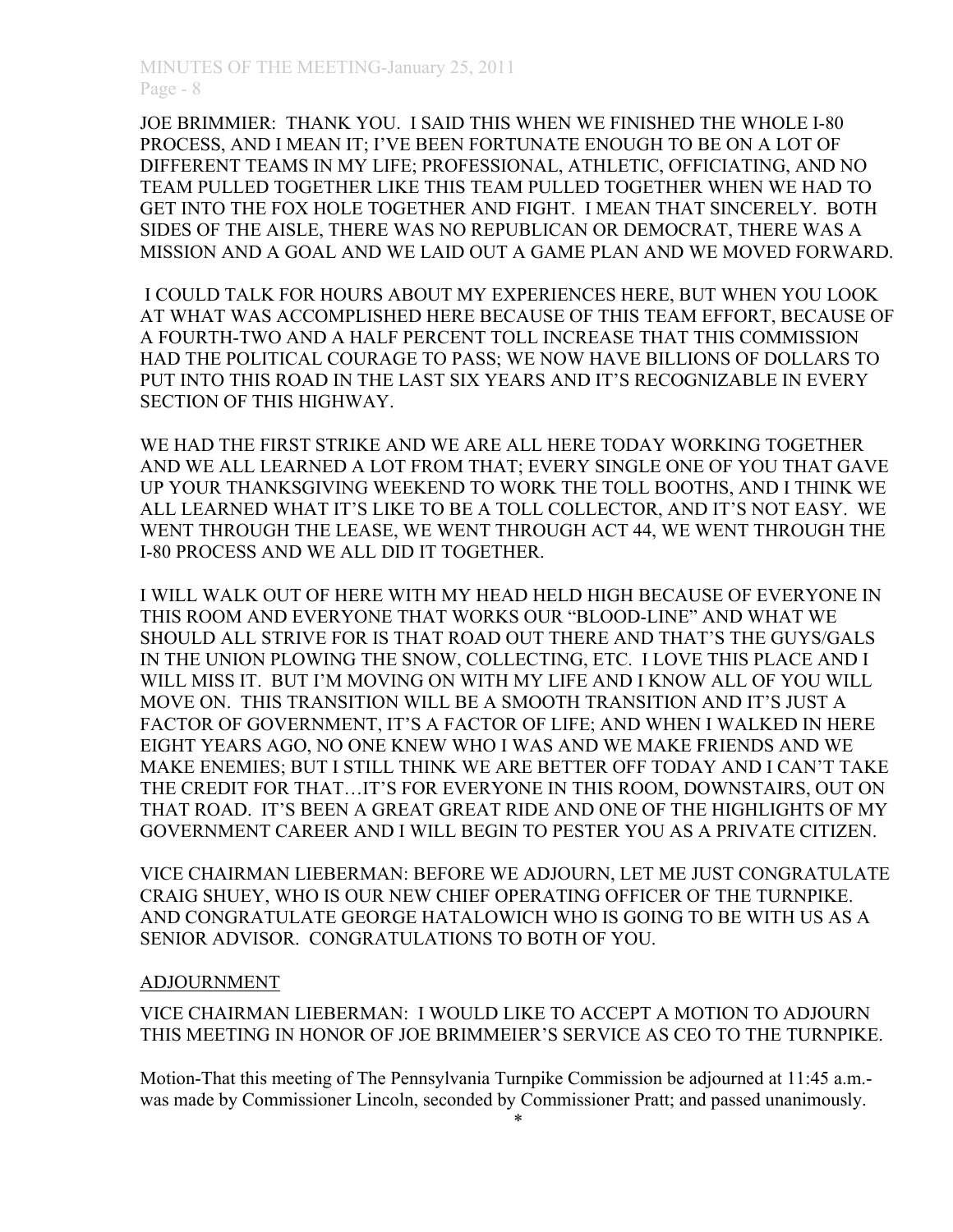JOE BRIMMIER: THANK YOU. I SAID THIS WHEN WE FINISHED THE WHOLE I-80 PROCESS, AND I MEAN IT; I'VE BEEN FORTUNATE ENOUGH TO BE ON A LOT OF DIFFERENT TEAMS IN MY LIFE; PROFESSIONAL, ATHLETIC, OFFICIATING, AND NO TEAM PULLED TOGETHER LIKE THIS TEAM PULLED TOGETHER WHEN WE HAD TO GET INTO THE FOX HOLE TOGETHER AND FIGHT. I MEAN THAT SINCERELY. BOTH SIDES OF THE AISLE, THERE WAS NO REPUBLICAN OR DEMOCRAT, THERE WAS A MISSION AND A GOAL AND WE LAID OUT A GAME PLAN AND WE MOVED FORWARD.

I COULD TALK FOR HOURS ABOUT MY EXPERIENCES HERE, BUT WHEN YOU LOOK AT WHAT WAS ACCOMPLISHED HERE BECAUSE OF THIS TEAM EFFORT, BECAUSE OF A FOURTH-TWO AND A HALF PERCENT TOLL INCREASE THAT THIS COMMISSION HAD THE POLITICAL COURAGE TO PASS; WE NOW HAVE BILLIONS OF DOLLARS TO PUT INTO THIS ROAD IN THE LAST SIX YEARS AND IT'S RECOGNIZABLE IN EVERY SECTION OF THIS HIGHWAY.

WE HAD THE FIRST STRIKE AND WE ARE ALL HERE TODAY WORKING TOGETHER AND WE ALL LEARNED A LOT FROM THAT; EVERY SINGLE ONE OF YOU THAT GAVE UP YOUR THANKSGIVING WEEKEND TO WORK THE TOLL BOOTHS, AND I THINK WE ALL LEARNED WHAT IT'S LIKE TO BE A TOLL COLLECTOR, AND IT'S NOT EASY. WE WENT THROUGH THE LEASE, WE WENT THROUGH ACT 44, WE WENT THROUGH THE I-80 PROCESS AND WE ALL DID IT TOGETHER.

I WILL WALK OUT OF HERE WITH MY HEAD HELD HIGH BECAUSE OF EVERYONE IN THIS ROOM AND EVERYONE THAT WORKS OUR "BLOOD-LINE" AND WHAT WE SHOULD ALL STRIVE FOR IS THAT ROAD OUT THERE AND THAT'S THE GUYS/GALS IN THE UNION PLOWING THE SNOW, COLLECTING, ETC. I LOVE THIS PLACE AND I WILL MISS IT. BUT I'M MOVING ON WITH MY LIFE AND I KNOW ALL OF YOU WILL MOVE ON. THIS TRANSITION WILL BE A SMOOTH TRANSITION AND IT'S JUST A FACTOR OF GOVERNMENT, IT'S A FACTOR OF LIFE; AND WHEN I WALKED IN HERE EIGHT YEARS AGO, NO ONE KNEW WHO I WAS AND WE MAKE FRIENDS AND WE MAKE ENEMIES; BUT I STILL THINK WE ARE BETTER OFF TODAY AND I CAN'T TAKE THE CREDIT FOR THAT…IT'S FOR EVERYONE IN THIS ROOM, DOWNSTAIRS, OUT ON THAT ROAD. IT'S BEEN A GREAT GREAT RIDE AND ONE OF THE HIGHLIGHTS OF MY GOVERNMENT CAREER AND I WILL BEGIN TO PESTER YOU AS A PRIVATE CITIZEN.

VICE CHAIRMAN LIEBERMAN: BEFORE WE ADJOURN, LET ME JUST CONGRATULATE CRAIG SHUEY, WHO IS OUR NEW CHIEF OPERATING OFFICER OF THE TURNPIKE. AND CONGRATULATE GEORGE HATALOWICH WHO IS GOING TO BE WITH US AS A SENIOR ADVISOR. CONGRATULATIONS TO BOTH OF YOU.

## ADJOURNMENT

VICE CHAIRMAN LIEBERMAN: I WOULD LIKE TO ACCEPT A MOTION TO ADJOURN THIS MEETING IN HONOR OF JOE BRIMMEIER'S SERVICE AS CEO TO THE TURNPIKE.

Motion-That this meeting of The Pennsylvania Turnpike Commission be adjourned at 11:45 a.m.-was made by Commissioner Lincoln, seconded by Commissioner Pratt; and passed unanimously.

*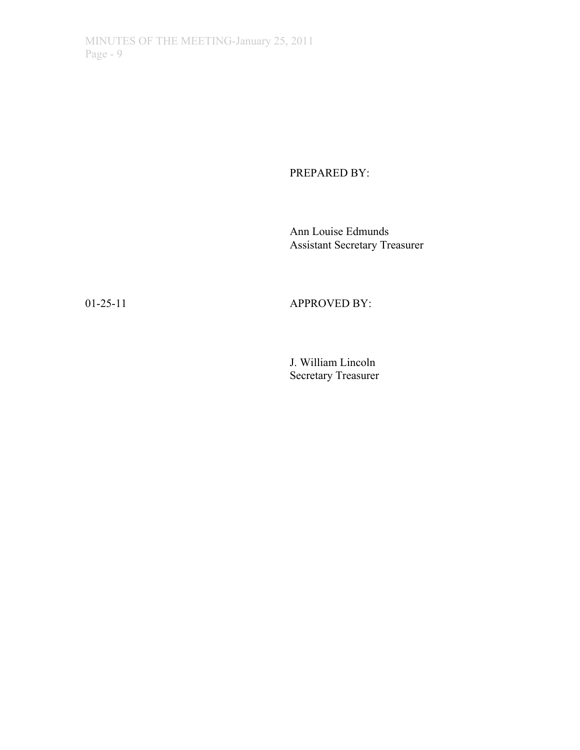PREPARED BY:

Ann Louise Edmunds
Assistant Secretary Treasurer

01-25-11

APPROVED BY:

J. William Lincoln
Secretary Treasurer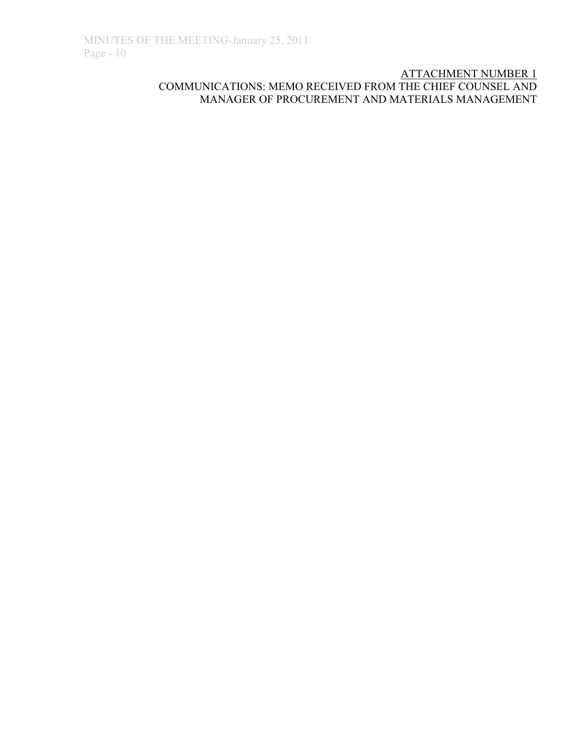ATTACHMENT NUMBER 1

COMMUNICATIONS: MEMO RECEIVED FROM THE CHIEF COUNSEL AND MANAGER OF PROCUREMENT AND MATERIALS MANAGEMENT